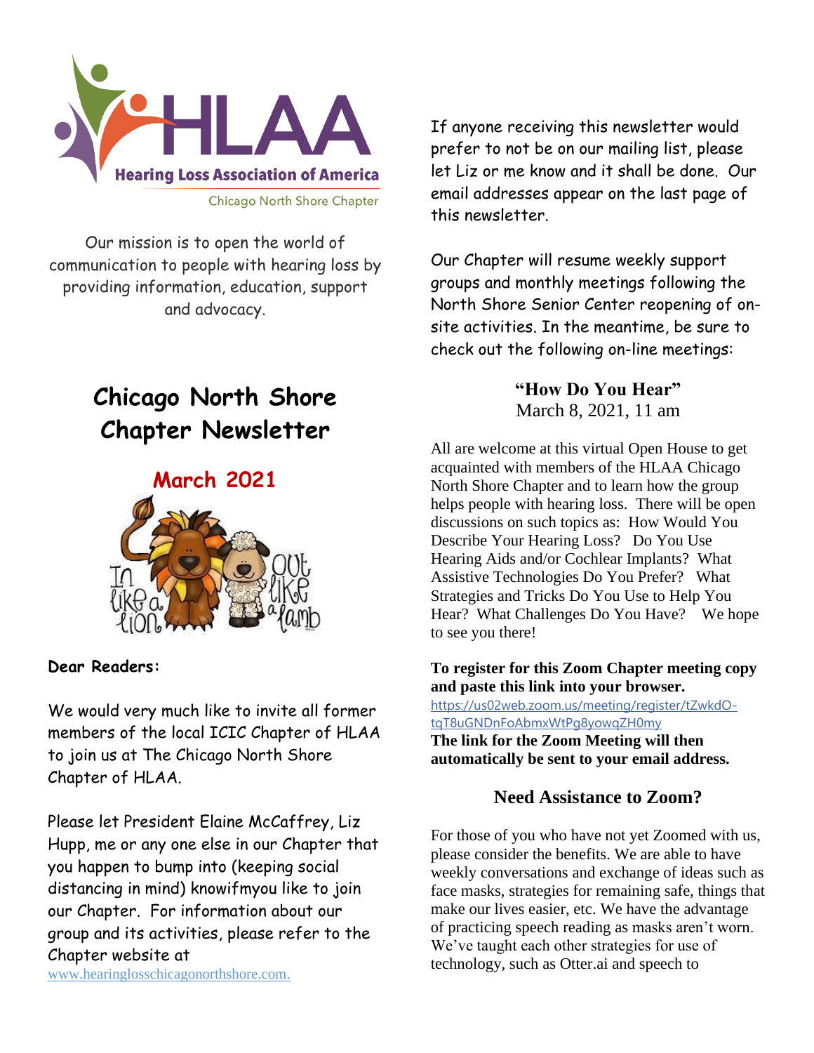Hearing Loss Association of America

Chicago North Shore Chapter

Our mission is to open the world of communication to people with hearing loss by providing information, education, support and advocacy.

# Chicago North Shore Chapter Newsletter

## March 2021

In like a lion, Out like a lamb

**Dear Readers:**

We would very much like to invite all former members of the local ICIC Chapter of HLAA to join us at The Chicago North Shore Chapter of HLAA.

Please let President Elaine McCaffrey, Liz Hupp, me or any one else in our Chapter that you happen to bump into (keeping social distancing in mind) knowifmyou like to join our Chapter. For information about our group and its activities, please refer to the Chapter website at www.hearinglosschicagonorthshore.com.

If anyone receiving this newsletter would prefer to not be on our mailing list, please let Liz or me know and it shall be done. Our email addresses appear on the last page of this newsletter.

Our Chapter will resume weekly support groups and monthly meetings following the North Shore Senior Center reopening of on-site activities. In the meantime, be sure to check out the following on-line meetings:

**"How Do You Hear"**
March 8, 2021, 11 am

All are welcome at this virtual Open House to get acquainted with members of the HLAA Chicago North Shore Chapter and to learn how the group helps people with hearing loss. There will be open discussions on such topics as: How Would You Describe Your Hearing Loss? Do You Use Hearing Aids and/or Cochlear Implants? What Assistive Technologies Do You Prefer? What Strategies and Tricks Do You Use to Help You Hear? What Challenges Do You Have? We hope to see you there!

**To register for this Zoom Chapter meeting copy and paste this link into your browser.**
https://us02web.zoom.us/meeting/register/tZwkdO-tqT8uGNDnFoAbmxWtPg8yowqZH0my
**The link for the Zoom Meeting will then automatically be sent to your email address.**

### Need Assistance to Zoom?

For those of you who have not yet Zoomed with us, please consider the benefits. We are able to have weekly conversations and exchange of ideas such as face masks, strategies for remaining safe, things that make our lives easier, etc. We have the advantage of practicing speech reading as masks aren't worn. We've taught each other strategies for use of technology, such as Otter.ai and speech to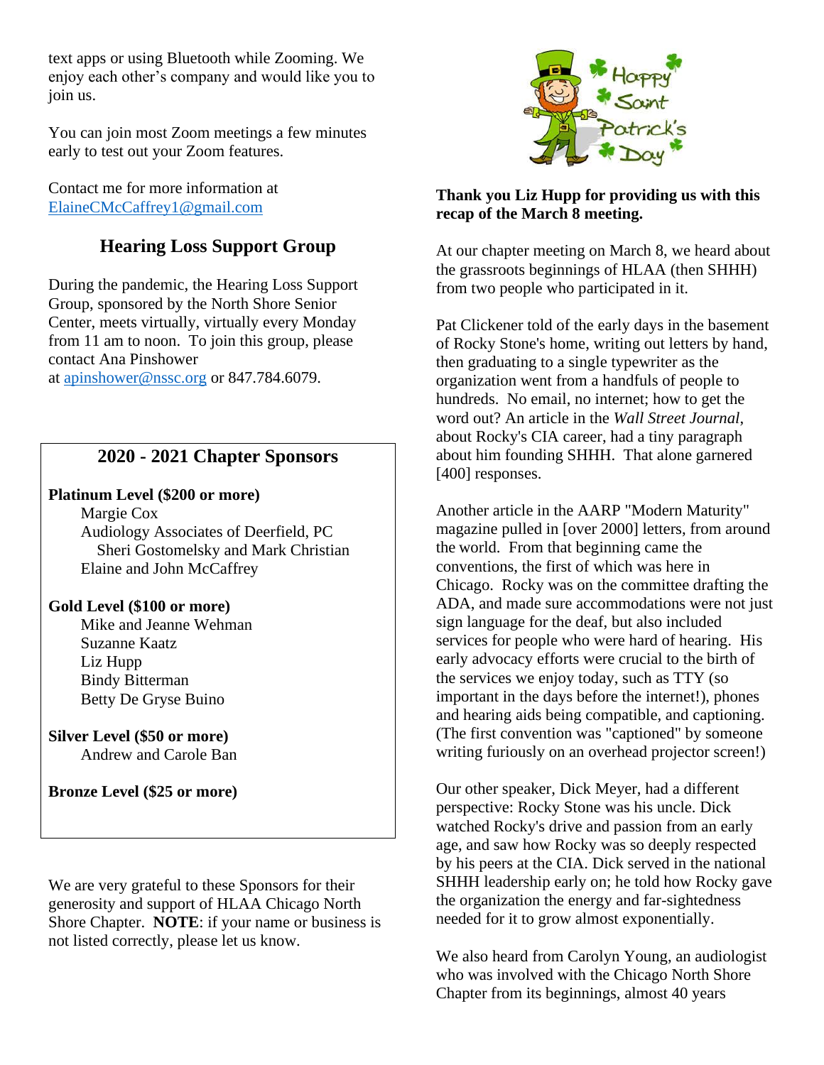text apps or using Bluetooth while Zooming. We enjoy each other's company and would like you to join us.

You can join most Zoom meetings a few minutes early to test out your Zoom features.

Contact me for more information at ElaineCMcCaffrey1@gmail.com

## Hearing Loss Support Group

During the pandemic, the Hearing Loss Support Group, sponsored by the North Shore Senior Center, meets virtually, virtually every Monday from 11 am to noon. To join this group, please contact Ana Pinshower at apinshower@nssc.org or 847.784.6079.

## 2020 - 2021 Chapter Sponsors

**Platinum Level ($200 or more)**

- Margie Cox
- Audiology Associates of Deerfield, PC
  - Sheri Gostomelsky and Mark Christian
- Elaine and John McCaffrey

**Gold Level ($100 or more)**

- Mike and Jeanne Wehman
- Suzanne Kaatz
- Liz Hupp
- Bindy Bitterman
- Betty De Gryse Buino

**Silver Level ($50 or more)**

- Andrew and Carole Ban

**Bronze Level ($25 or more)**

We are very grateful to these Sponsors for their generosity and support of HLAA Chicago North Shore Chapter. **NOTE**: if your name or business is not listed correctly, please let us know.

**Thank you Liz Hupp for providing us with this recap of the March 8 meeting.**

At our chapter meeting on March 8, we heard about the grassroots beginnings of HLAA (then SHHH) from two people who participated in it.

Pat Clickener told of the early days in the basement of Rocky Stone's home, writing out letters by hand, then graduating to a single typewriter as the organization went from a handfuls of people to hundreds. No email, no internet; how to get the word out? An article in the *Wall Street Journal*, about Rocky's CIA career, had a tiny paragraph about him founding SHHH. That alone garnered [400] responses.

Another article in the AARP "Modern Maturity" magazine pulled in [over 2000] letters, from around the world. From that beginning came the conventions, the first of which was here in Chicago. Rocky was on the committee drafting the ADA, and made sure accommodations were not just sign language for the deaf, but also included services for people who were hard of hearing. His early advocacy efforts were crucial to the birth of the services we enjoy today, such as TTY (so important in the days before the internet!), phones and hearing aids being compatible, and captioning. (The first convention was "captioned" by someone writing furiously on an overhead projector screen!)

Our other speaker, Dick Meyer, had a different perspective: Rocky Stone was his uncle. Dick watched Rocky's drive and passion from an early age, and saw how Rocky was so deeply respected by his peers at the CIA. Dick served in the national SHHH leadership early on; he told how Rocky gave the organization the energy and far-sightedness needed for it to grow almost exponentially.

We also heard from Carolyn Young, an audiologist who was involved with the Chicago North Shore Chapter from its beginnings, almost 40 years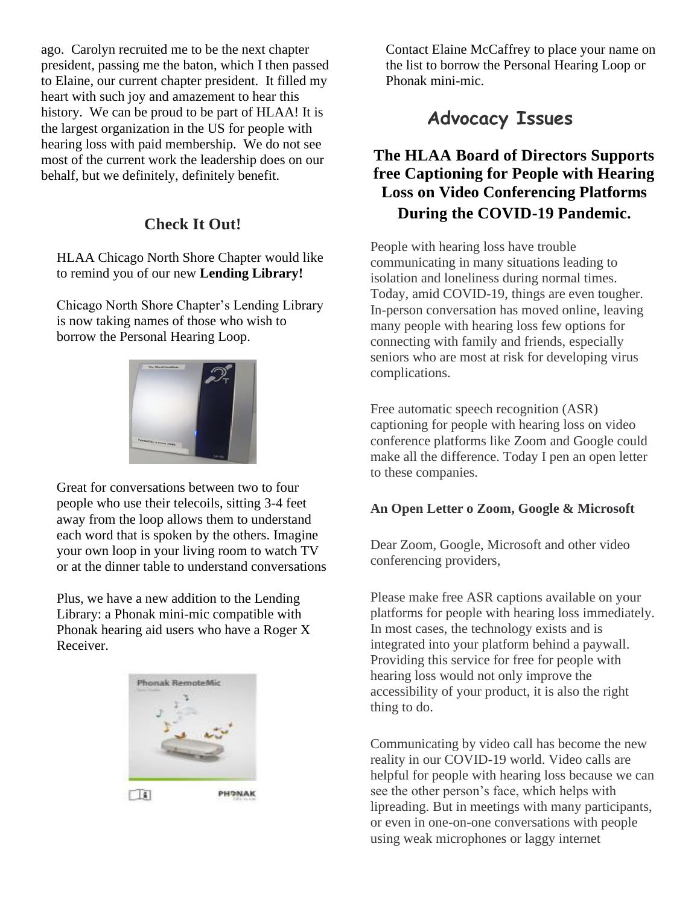ago. Carolyn recruited me to be the next chapter president, passing me the baton, which I then passed to Elaine, our current chapter president. It filled my heart with such joy and amazement to hear this history. We can be proud to be part of HLAA! It is the largest organization in the US for people with hearing loss with paid membership. We do not see most of the current work the leadership does on our behalf, but we definitely, definitely benefit.

## Check It Out!

HLAA Chicago North Shore Chapter would like to remind you of our new **Lending Library!**

Chicago North Shore Chapter's Lending Library is now taking names of those who wish to borrow the Personal Hearing Loop.

Great for conversations between two to four people who use their telecoils, sitting 3-4 feet away from the loop allows them to understand each word that is spoken by the others. Imagine your own loop in your living room to watch TV or at the dinner table to understand conversations

Plus, we have a new addition to the Lending Library: a Phonak mini-mic compatible with Phonak hearing aid users who have a Roger X Receiver.

Contact Elaine McCaffrey to place your name on the list to borrow the Personal Hearing Loop or Phonak mini-mic.

## Advocacy Issues

### The HLAA Board of Directors Supports free Captioning for People with Hearing Loss on Video Conferencing Platforms During the COVID-19 Pandemic.

People with hearing loss have trouble communicating in many situations leading to isolation and loneliness during normal times. Today, amid COVID-19, things are even tougher. In-person conversation has moved online, leaving many people with hearing loss few options for connecting with family and friends, especially seniors who are most at risk for developing virus complications.

Free automatic speech recognition (ASR) captioning for people with hearing loss on video conference platforms like Zoom and Google could make all the difference. Today I pen an open letter to these companies.

**An Open Letter o Zoom, Google & Microsoft**

Dear Zoom, Google, Microsoft and other video conferencing providers,

Please make free ASR captions available on your platforms for people with hearing loss immediately. In most cases, the technology exists and is integrated into your platform behind a paywall. Providing this service for free for people with hearing loss would not only improve the accessibility of your product, it is also the right thing to do.

Communicating by video call has become the new reality in our COVID-19 world. Video calls are helpful for people with hearing loss because we can see the other person's face, which helps with lipreading. But in meetings with many participants, or even in one-on-one conversations with people using weak microphones or laggy internet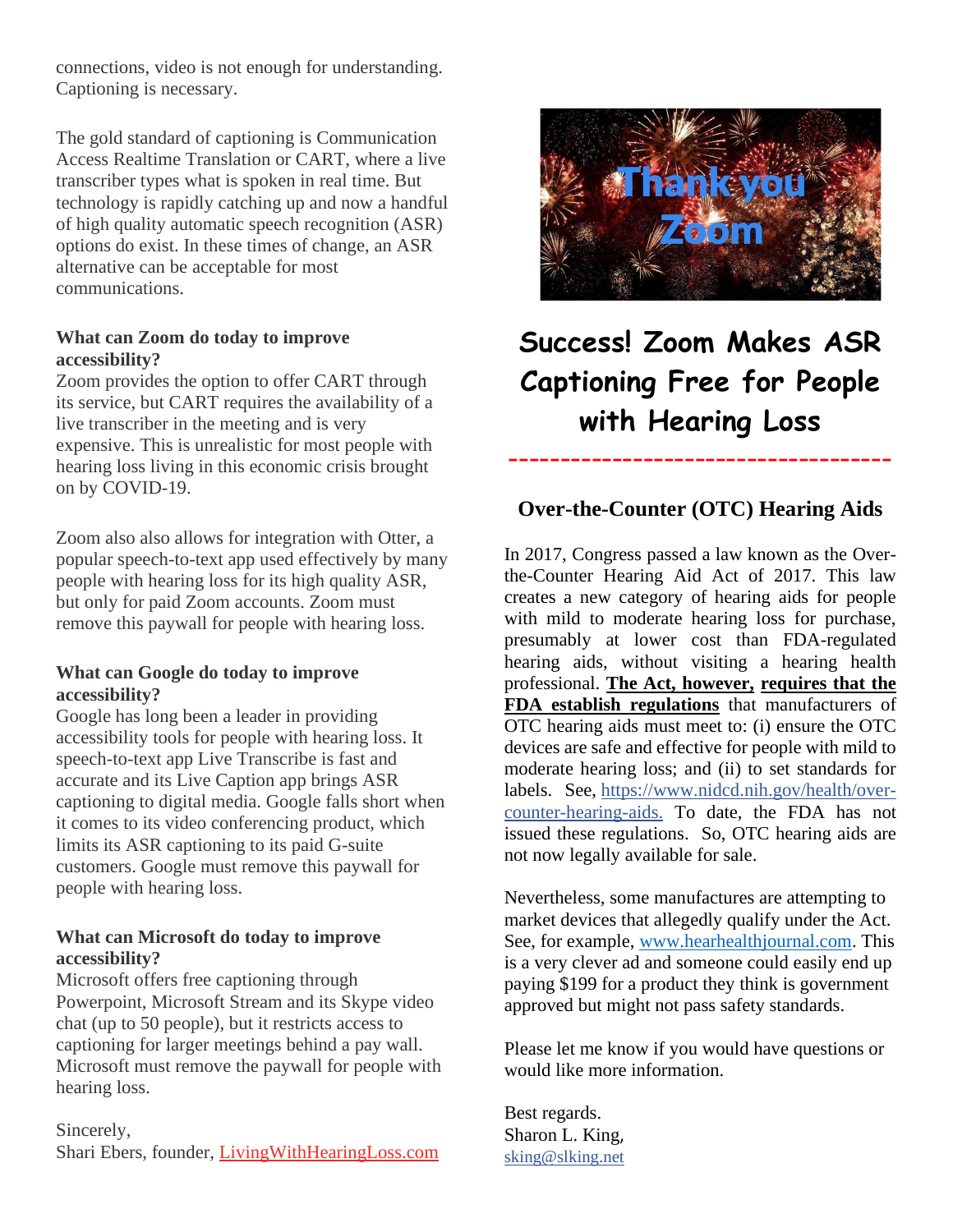connections, video is not enough for understanding. Captioning is necessary.

The gold standard of captioning is Communication Access Realtime Translation or CART, where a live transcriber types what is spoken in real time. But technology is rapidly catching up and now a handful of high quality automatic speech recognition (ASR) options do exist. In these times of change, an ASR alternative can be acceptable for most communications.

**What can Zoom do today to improve accessibility?**
Zoom provides the option to offer CART through its service, but CART requires the availability of a live transcriber in the meeting and is very expensive. This is unrealistic for most people with hearing loss living in this economic crisis brought on by COVID-19.

Zoom also also allows for integration with Otter, a popular speech-to-text app used effectively by many people with hearing loss for its high quality ASR, but only for paid Zoom accounts. Zoom must remove this paywall for people with hearing loss.

**What can Google do today to improve accessibility?**
Google has long been a leader in providing accessibility tools for people with hearing loss. It speech-to-text app Live Transcribe is fast and accurate and its Live Caption app brings ASR captioning to digital media. Google falls short when it comes to its video conferencing product, which limits its ASR captioning to its paid G-suite customers. Google must remove this paywall for people with hearing loss.

**What can Microsoft do today to improve accessibility?**
Microsoft offers free captioning through Powerpoint, Microsoft Stream and its Skype video chat (up to 50 people), but it restricts access to captioning for larger meetings behind a pay wall. Microsoft must remove the paywall for people with hearing loss.

Sincerely,
Shari Ebers, founder, LivingWithHearingLoss.com

Thank you Zoom

## Success! Zoom Makes ASR Captioning Free for People with Hearing Loss

------------------------------------

## Over-the-Counter (OTC) Hearing Aids

In 2017, Congress passed a law known as the Over-the-Counter Hearing Aid Act of 2017. This law creates a new category of hearing aids for people with mild to moderate hearing loss for purchase, presumably at lower cost than FDA-regulated hearing aids, without visiting a hearing health professional. **The Act, however, requires that the FDA establish regulations** that manufacturers of OTC hearing aids must meet to: (i) ensure the OTC devices are safe and effective for people with mild to moderate hearing loss; and (ii) to set standards for labels. See, https://www.nidcd.nih.gov/health/over-counter-hearing-aids. To date, the FDA has not issued these regulations. So, OTC hearing aids are not now legally available for sale.

Nevertheless, some manufactures are attempting to market devices that allegedly qualify under the Act. See, for example, www.hearhealthjournal.com. This is a very clever ad and someone could easily end up paying $199 for a product they think is government approved but might not pass safety standards.

Please let me know if you would have questions or would like more information.

Best regards.
Sharon L. King,
sking@slking.net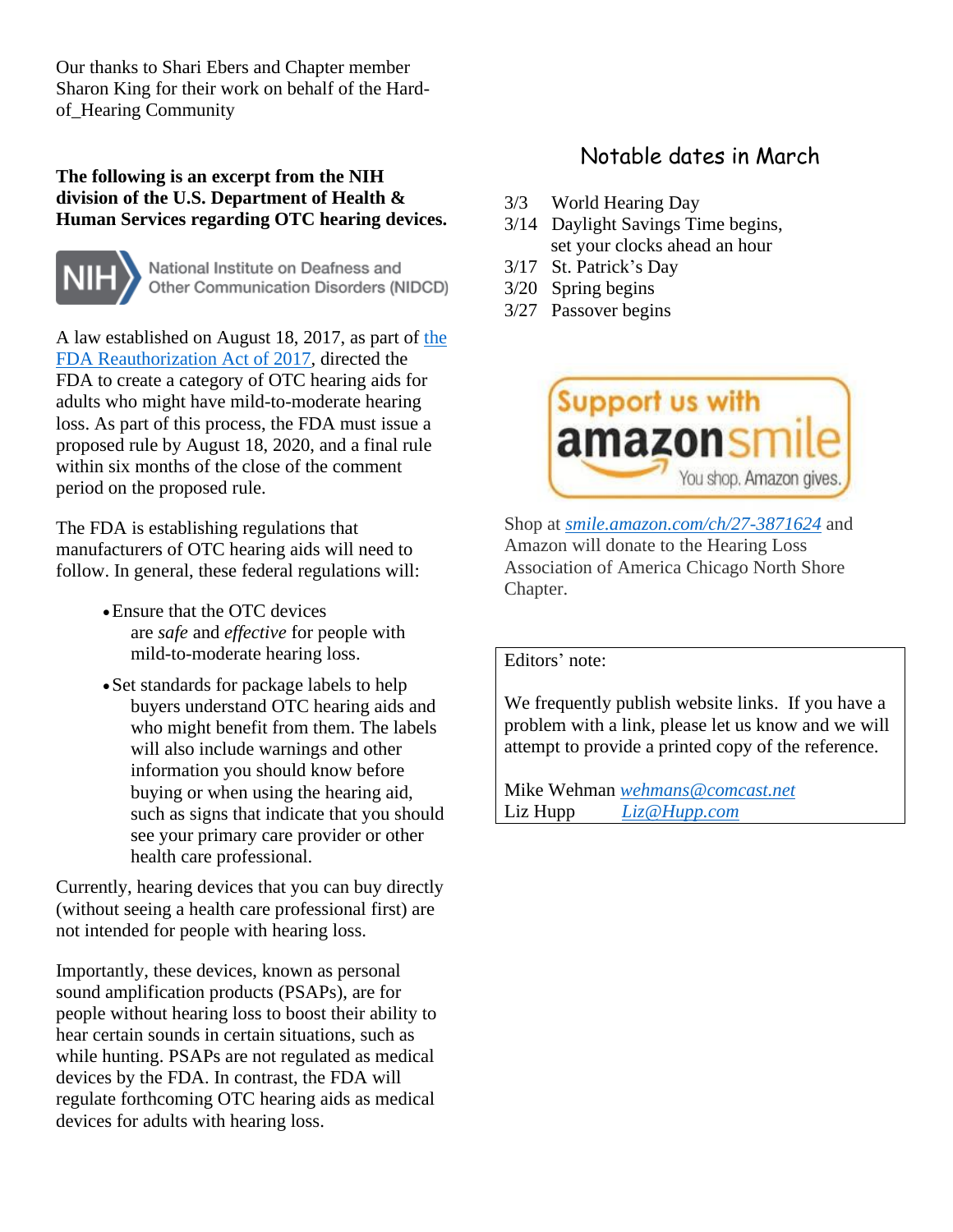Our thanks to Shari Ebers and Chapter member Sharon King for their work on behalf of the Hard-of_Hearing Community

**The following is an excerpt from the NIH division of the U.S. Department of Health & Human Services regarding OTC hearing devices.**

NIH National Institute on Deafness and Other Communication Disorders (NIDCD)

A law established on August 18, 2017, as part of the FDA Reauthorization Act of 2017, directed the FDA to create a category of OTC hearing aids for adults who might have mild-to-moderate hearing loss. As part of this process, the FDA must issue a proposed rule by August 18, 2020, and a final rule within six months of the close of the comment period on the proposed rule.

The FDA is establishing regulations that manufacturers of OTC hearing aids will need to follow. In general, these federal regulations will:

- Ensure that the OTC devices are *safe* and *effective* for people with mild-to-moderate hearing loss.
- Set standards for package labels to help buyers understand OTC hearing aids and who might benefit from them. The labels will also include warnings and other information you should know before buying or when using the hearing aid, such as signs that indicate that you should see your primary care provider or other health care professional.

Currently, hearing devices that you can buy directly (without seeing a health care professional first) are not intended for people with hearing loss.

Importantly, these devices, known as personal sound amplification products (PSAPs), are for people without hearing loss to boost their ability to hear certain sounds in certain situations, such as while hunting. PSAPs are not regulated as medical devices by the FDA. In contrast, the FDA will regulate forthcoming OTC hearing aids as medical devices for adults with hearing loss.

## Notable dates in March

3/3 World Hearing Day
3/14 Daylight Savings Time begins, set your clocks ahead an hour
3/17 St. Patrick's Day
3/20 Spring begins
3/27 Passover begins

Support us with amazonsmile
You shop. Amazon gives.

Shop at *smile.amazon.com/ch/27-3871624* and Amazon will donate to the Hearing Loss Association of America Chicago North Shore Chapter.

Editors' note:

We frequently publish website links. If you have a problem with a link, please let us know and we will attempt to provide a printed copy of the reference.

Mike Wehman *wehmans@comcast.net*
Liz Hupp *Liz@Hupp.com*